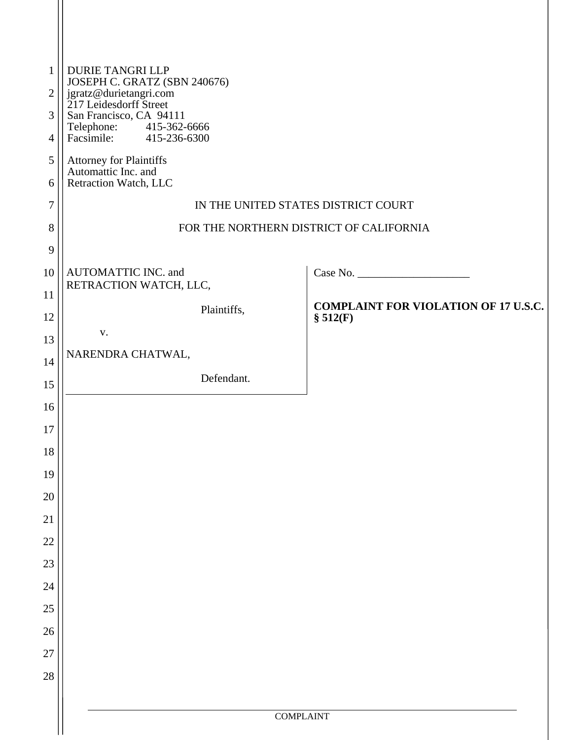DURIE TANGRI LLP
JOSEPH C. GRATZ (SBN 240676)
jgratz@durietangri.com
217 Leidesdorff Street
San Francisco, CA 94111
Telephone: 415-362-6666
Facsimile: 415-236-6300

Attorney for Plaintiffs
Automattic Inc. and
Retraction Watch, LLC

IN THE UNITED STATES DISTRICT COURT

FOR THE NORTHERN DISTRICT OF CALIFORNIA

AUTOMATTIC INC. and
RETRACTION WATCH, LLC,

Plaintiffs,

v.

NARENDRA CHATWAL,

Defendant.

Case No. ____________________

**COMPLAINT FOR VIOLATION OF 17 U.S.C. § 512(F)**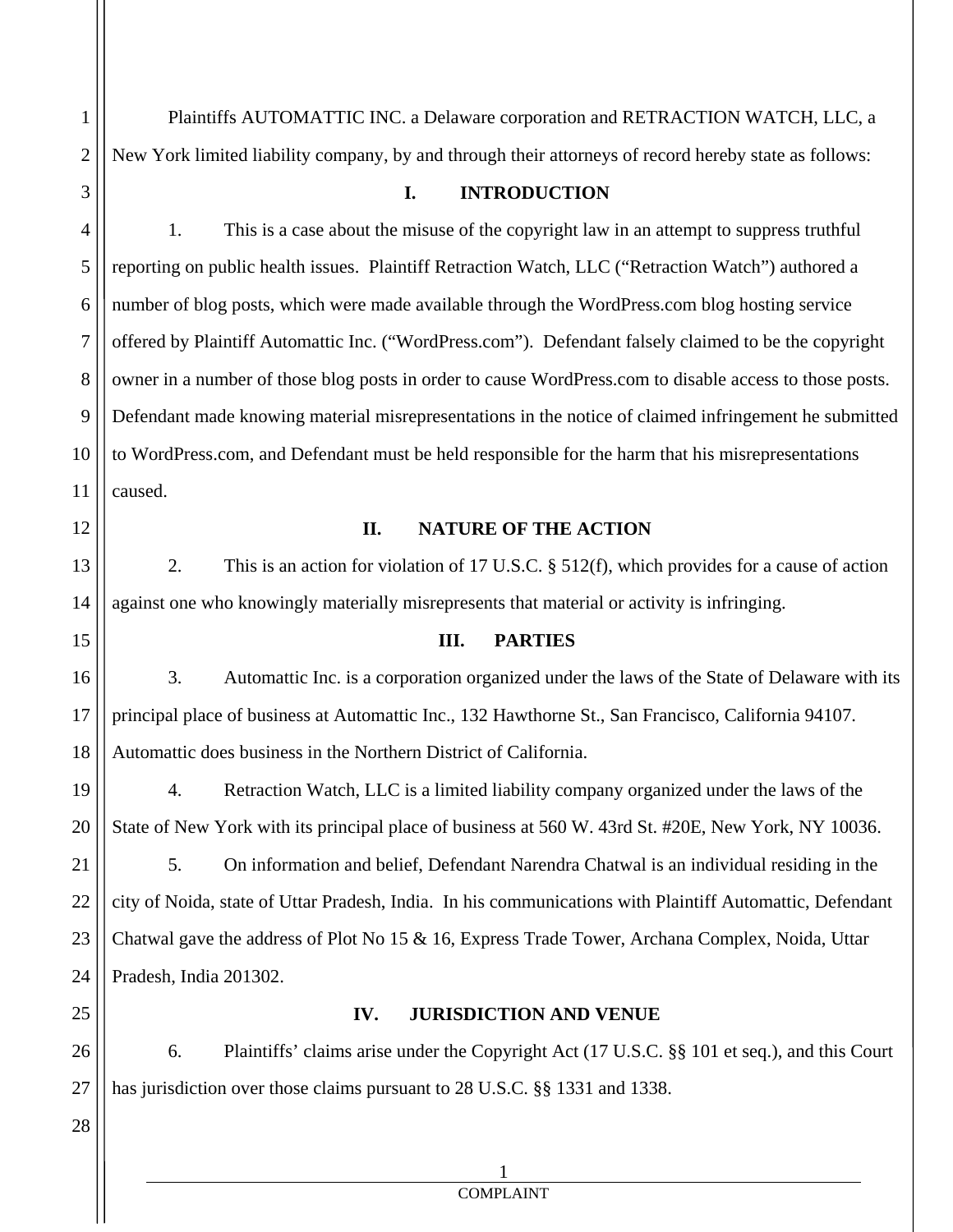Plaintiffs AUTOMATTIC INC. a Delaware corporation and RETRACTION WATCH, LLC, a New York limited liability company, by and through their attorneys of record hereby state as follows:

## I. INTRODUCTION

1. This is a case about the misuse of the copyright law in an attempt to suppress truthful reporting on public health issues. Plaintiff Retraction Watch, LLC ("Retraction Watch") authored a number of blog posts, which were made available through the WordPress.com blog hosting service offered by Plaintiff Automattic Inc. ("WordPress.com"). Defendant falsely claimed to be the copyright owner in a number of those blog posts in order to cause WordPress.com to disable access to those posts. Defendant made knowing material misrepresentations in the notice of claimed infringement he submitted to WordPress.com, and Defendant must be held responsible for the harm that his misrepresentations caused.

## II. NATURE OF THE ACTION

2. This is an action for violation of 17 U.S.C. § 512(f), which provides for a cause of action against one who knowingly materially misrepresents that material or activity is infringing.

## III. PARTIES

3. Automattic Inc. is a corporation organized under the laws of the State of Delaware with its principal place of business at Automattic Inc., 132 Hawthorne St., San Francisco, California 94107. Automattic does business in the Northern District of California.

4. Retraction Watch, LLC is a limited liability company organized under the laws of the State of New York with its principal place of business at 560 W. 43rd St. #20E, New York, NY 10036.

5. On information and belief, Defendant Narendra Chatwal is an individual residing in the city of Noida, state of Uttar Pradesh, India. In his communications with Plaintiff Automattic, Defendant Chatwal gave the address of Plot No 15 & 16, Express Trade Tower, Archana Complex, Noida, Uttar Pradesh, India 201302.

## IV. JURISDICTION AND VENUE

6. Plaintiffs' claims arise under the Copyright Act (17 U.S.C. §§ 101 et seq.), and this Court has jurisdiction over those claims pursuant to 28 U.S.C. §§ 1331 and 1338.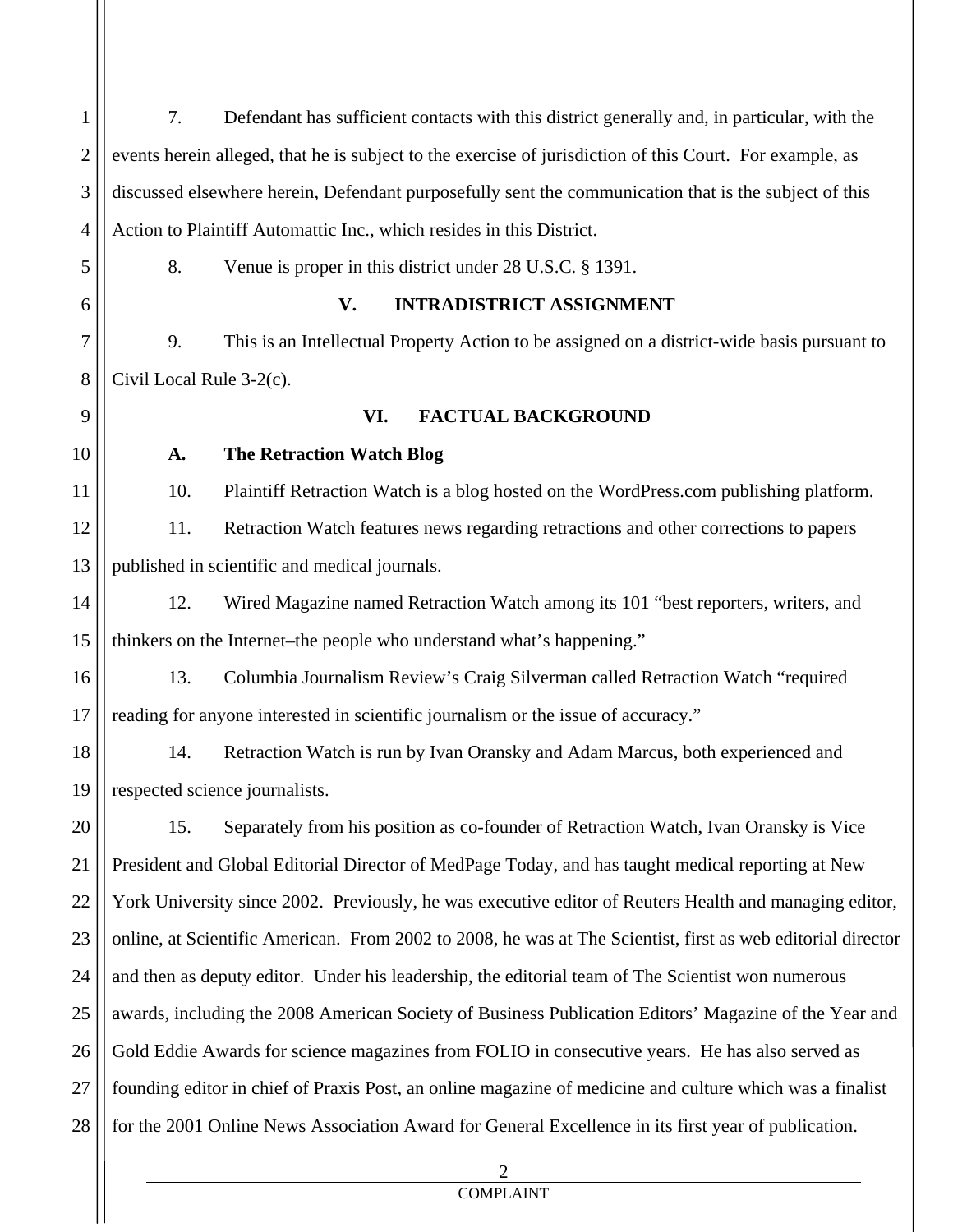7. Defendant has sufficient contacts with this district generally and, in particular, with the events herein alleged, that he is subject to the exercise of jurisdiction of this Court. For example, as discussed elsewhere herein, Defendant purposefully sent the communication that is the subject of this Action to Plaintiff Automattic Inc., which resides in this District.

8. Venue is proper in this district under 28 U.S.C. § 1391.

## V. INTRADISTRICT ASSIGNMENT

9. This is an Intellectual Property Action to be assigned on a district-wide basis pursuant to Civil Local Rule 3-2(c).

## VI. FACTUAL BACKGROUND

### A. The Retraction Watch Blog

10. Plaintiff Retraction Watch is a blog hosted on the WordPress.com publishing platform.

11. Retraction Watch features news regarding retractions and other corrections to papers published in scientific and medical journals.

12. Wired Magazine named Retraction Watch among its 101 "best reporters, writers, and thinkers on the Internet–the people who understand what's happening."

13. Columbia Journalism Review's Craig Silverman called Retraction Watch "required reading for anyone interested in scientific journalism or the issue of accuracy."

14. Retraction Watch is run by Ivan Oransky and Adam Marcus, both experienced and respected science journalists.

15. Separately from his position as co-founder of Retraction Watch, Ivan Oransky is Vice President and Global Editorial Director of MedPage Today, and has taught medical reporting at New York University since 2002. Previously, he was executive editor of Reuters Health and managing editor, online, at Scientific American. From 2002 to 2008, he was at The Scientist, first as web editorial director and then as deputy editor. Under his leadership, the editorial team of The Scientist won numerous awards, including the 2008 American Society of Business Publication Editors' Magazine of the Year and Gold Eddie Awards for science magazines from FOLIO in consecutive years. He has also served as founding editor in chief of Praxis Post, an online magazine of medicine and culture which was a finalist for the 2001 Online News Association Award for General Excellence in its first year of publication.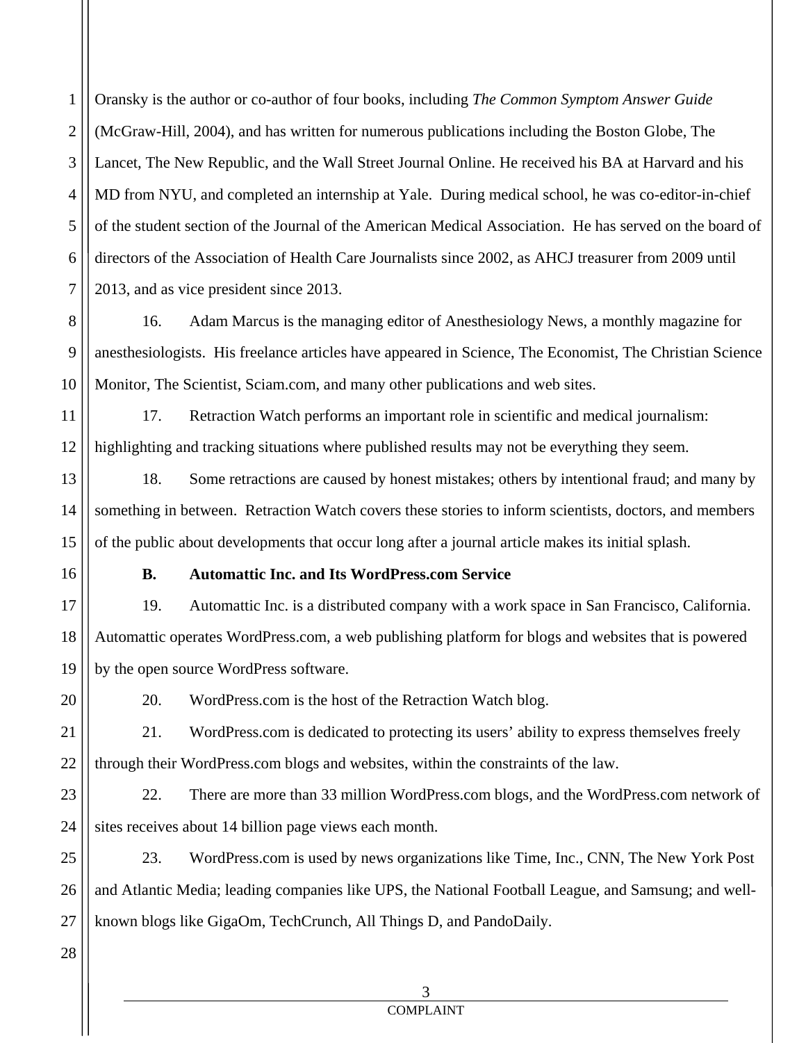Oransky is the author or co-author of four books, including *The Common Symptom Answer Guide* (McGraw-Hill, 2004), and has written for numerous publications including the Boston Globe, The Lancet, The New Republic, and the Wall Street Journal Online. He received his BA at Harvard and his MD from NYU, and completed an internship at Yale. During medical school, he was co-editor-in-chief of the student section of the Journal of the American Medical Association. He has served on the board of directors of the Association of Health Care Journalists since 2002, as AHCJ treasurer from 2009 until 2013, and as vice president since 2013.

16. Adam Marcus is the managing editor of Anesthesiology News, a monthly magazine for anesthesiologists. His freelance articles have appeared in Science, The Economist, The Christian Science Monitor, The Scientist, Sciam.com, and many other publications and web sites.

17. Retraction Watch performs an important role in scientific and medical journalism: highlighting and tracking situations where published results may not be everything they seem.

18. Some retractions are caused by honest mistakes; others by intentional fraud; and many by something in between. Retraction Watch covers these stories to inform scientists, doctors, and members of the public about developments that occur long after a journal article makes its initial splash.

**B. Automattic Inc. and Its WordPress.com Service**

19. Automattic Inc. is a distributed company with a work space in San Francisco, California. Automattic operates WordPress.com, a web publishing platform for blogs and websites that is powered by the open source WordPress software.

20. WordPress.com is the host of the Retraction Watch blog.

21. WordPress.com is dedicated to protecting its users' ability to express themselves freely through their WordPress.com blogs and websites, within the constraints of the law.

22. There are more than 33 million WordPress.com blogs, and the WordPress.com network of sites receives about 14 billion page views each month.

23. WordPress.com is used by news organizations like Time, Inc., CNN, The New York Post and Atlantic Media; leading companies like UPS, the National Football League, and Samsung; and well-known blogs like GigaOm, TechCrunch, All Things D, and PandoDaily.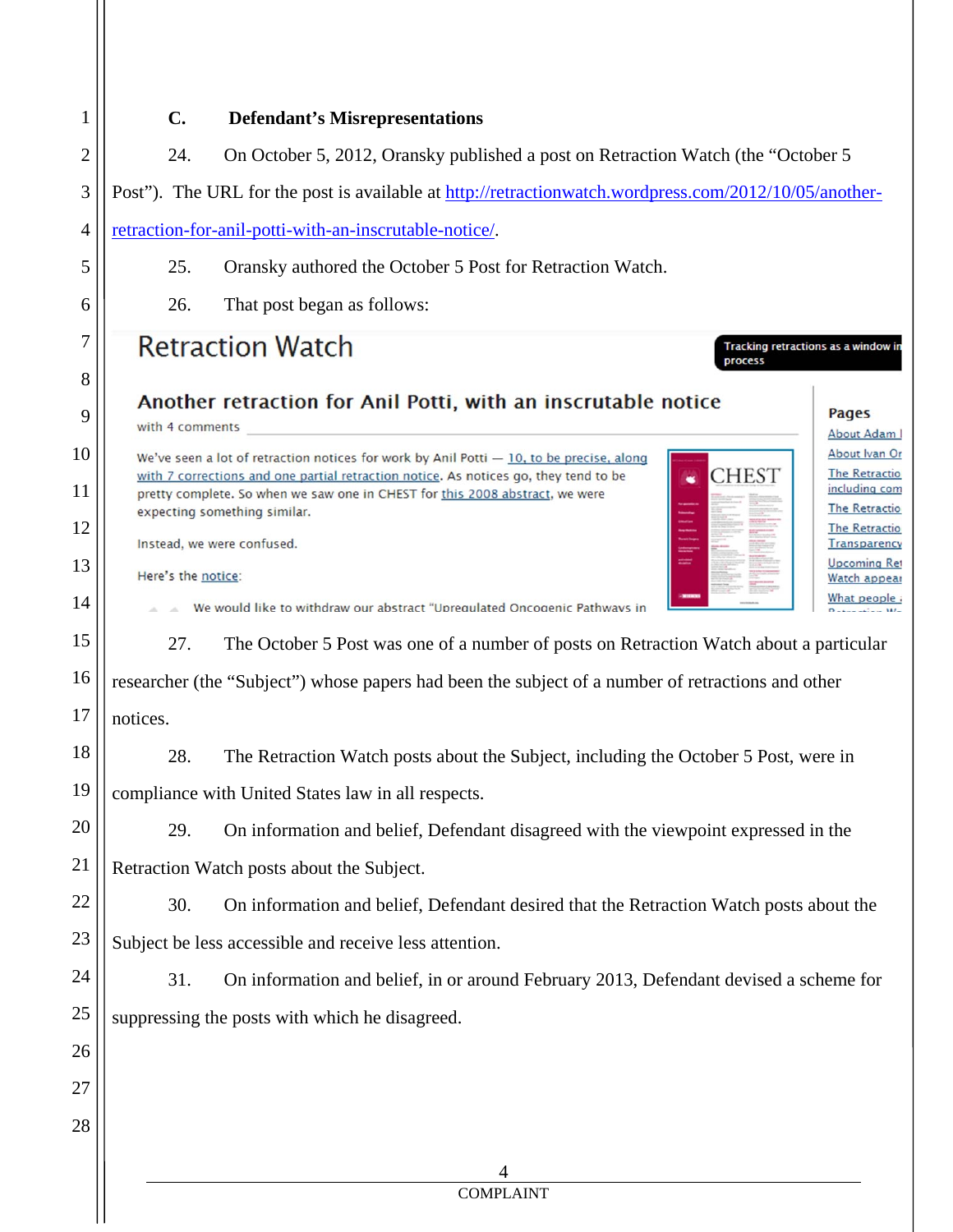### C. Defendant's Misrepresentations

24. On October 5, 2012, Oransky published a post on Retraction Watch (the "October 5 Post"). The URL for the post is available at http://retractionwatch.wordpress.com/2012/10/05/another-retraction-for-anil-potti-with-an-inscrutable-notice/.

25. Oransky authored the October 5 Post for Retraction Watch.

26. That post began as follows:

> Retraction Watch
>
> Tracking retractions as a window in process
>
> **Another retraction for Anil Potti, with an inscrutable notice**
>
> with 4 comments
>
> We've seen a lot of retraction notices for work by Anil Potti — 10, to be precise, along with 7 corrections and one partial retraction notice. As notices go, they tend to be pretty complete. So when we saw one in CHEST for this 2008 abstract, we were expecting something similar.
>
> Instead, we were confused.
>
> Here's the notice:
>
> We would like to withdraw our abstract "Upregulated Oncogenic Pathways in
>
> Pages
>
> About Adam
>
> About Ivan Or
>
> The Retractio including com
>
> The Retractio
>
> The Retractio Transparency
>
> Upcoming Ret Watch appear
>
> What people

27. The October 5 Post was one of a number of posts on Retraction Watch about a particular researcher (the "Subject") whose papers had been the subject of a number of retractions and other notices.

28. The Retraction Watch posts about the Subject, including the October 5 Post, were in compliance with United States law in all respects.

29. On information and belief, Defendant disagreed with the viewpoint expressed in the Retraction Watch posts about the Subject.

30. On information and belief, Defendant desired that the Retraction Watch posts about the Subject be less accessible and receive less attention.

31. On information and belief, in or around February 2013, Defendant devised a scheme for suppressing the posts with which he disagreed.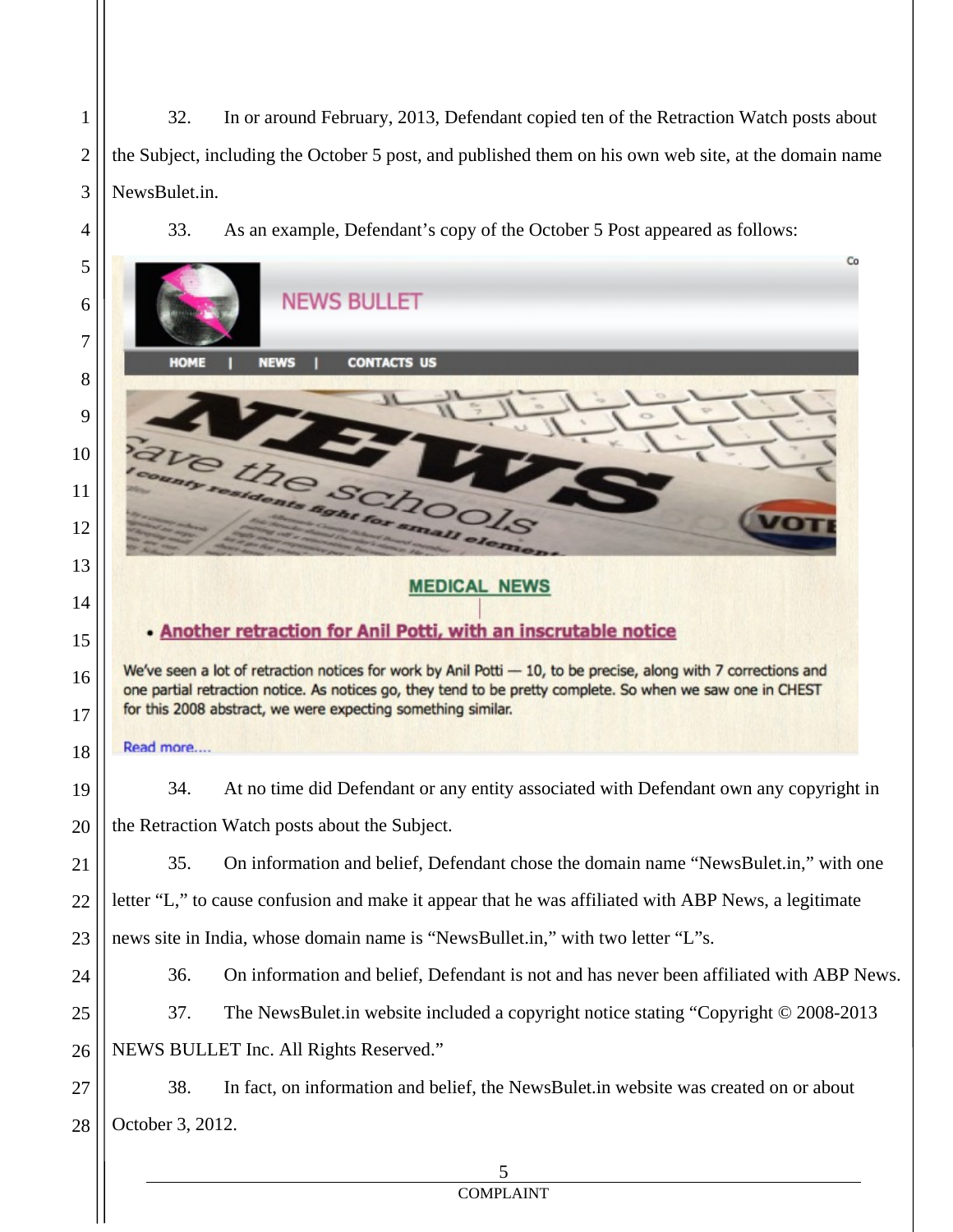32. In or around February, 2013, Defendant copied ten of the Retraction Watch posts about the Subject, including the October 5 post, and published them on his own web site, at the domain name NewsBulet.in.

33. As an example, Defendant's copy of the October 5 Post appeared as follows:

NEWS BULLET

HOME | NEWS | CONTACTS US

MEDICAL NEWS

- Another retraction for Anil Potti, with an inscrutable notice

We've seen a lot of retraction notices for work by Anil Potti — 10, to be precise, along with 7 corrections and one partial retraction notice. As notices go, they tend to be pretty complete. So when we saw one in CHEST for this 2008 abstract, we were expecting something similar.

Read more....

34. At no time did Defendant or any entity associated with Defendant own any copyright in the Retraction Watch posts about the Subject.

35. On information and belief, Defendant chose the domain name "NewsBulet.in," with one letter "L," to cause confusion and make it appear that he was affiliated with ABP News, a legitimate news site in India, whose domain name is "NewsBullet.in," with two letter "L"s.

36. On information and belief, Defendant is not and has never been affiliated with ABP News.

37. The NewsBulet.in website included a copyright notice stating "Copyright © 2008-2013 NEWS BULLET Inc. All Rights Reserved."

38. In fact, on information and belief, the NewsBulet.in website was created on or about October 3, 2012.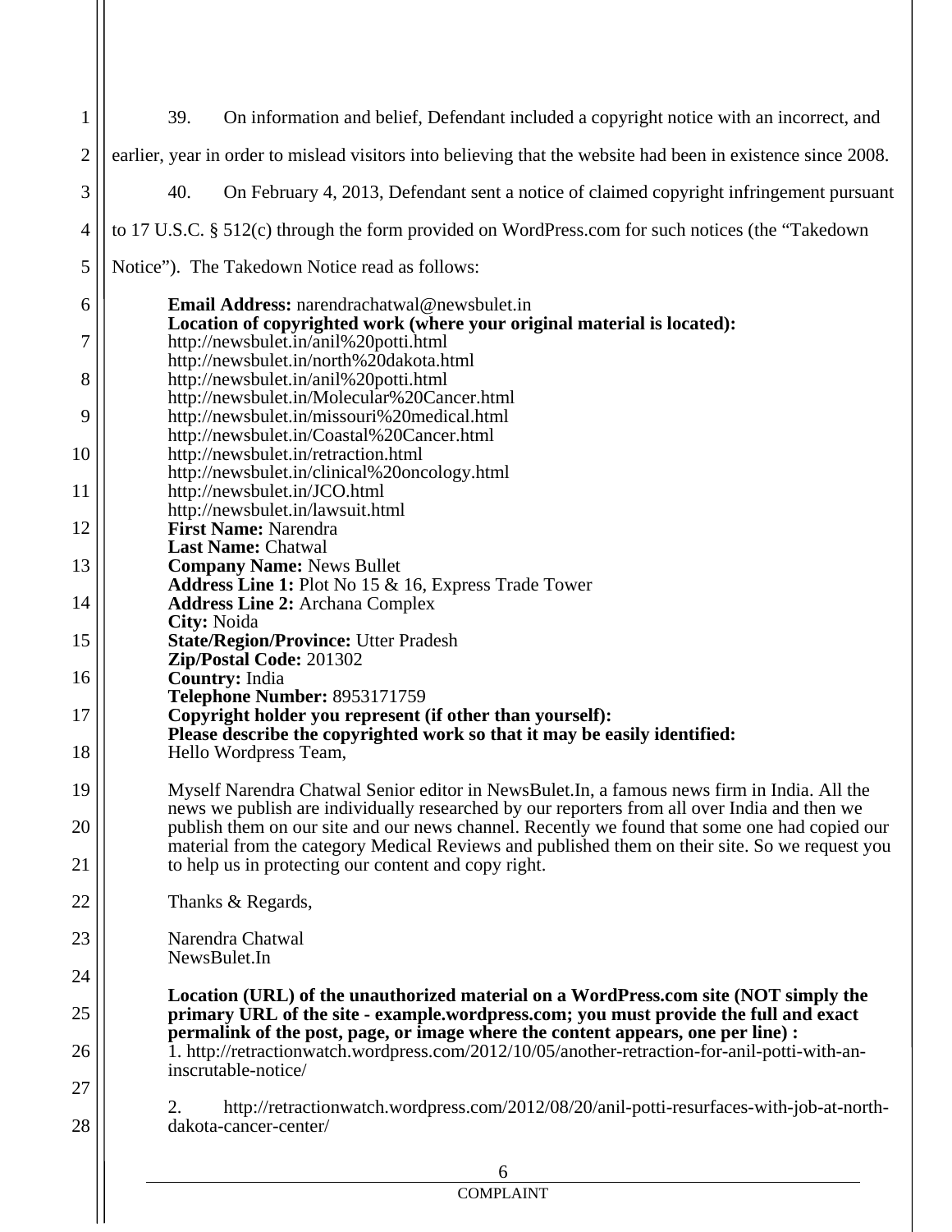39. On information and belief, Defendant included a copyright notice with an incorrect, and earlier, year in order to mislead visitors into believing that the website had been in existence since 2008.

40. On February 4, 2013, Defendant sent a notice of claimed copyright infringement pursuant to 17 U.S.C. § 512(c) through the form provided on WordPress.com for such notices (the "Takedown Notice"). The Takedown Notice read as follows:

> **Email Address:** narendrachatwal@newsbulet.in
> **Location of copyrighted work (where your original material is located):**
> http://newsbulet.in/anil%20potti.html
> http://newsbulet.in/north%20dakota.html
> http://newsbulet.in/anil%20potti.html
> http://newsbulet.in/Molecular%20Cancer.html
> http://newsbulet.in/missouri%20medical.html
> http://newsbulet.in/Coastal%20Cancer.html
> http://newsbulet.in/retraction.html
> http://newsbulet.in/clinical%20oncology.html
> http://newsbulet.in/JCO.html
> http://newsbulet.in/lawsuit.html
> **First Name:** Narendra
> **Last Name:** Chatwal
> **Company Name:** News Bullet
> **Address Line 1:** Plot No 15 & 16, Express Trade Tower
> **Address Line 2:** Archana Complex
> **City:** Noida
> **State/Region/Province:** Utter Pradesh
> **Zip/Postal Code:** 201302
> **Country:** India
> **Telephone Number:** 8953171759
> **Copyright holder you represent (if other than yourself):**
> **Please describe the copyrighted work so that it may be easily identified:**
> Hello Wordpress Team,
>
> Myself Narendra Chatwal Senior editor in NewsBulet.In, a famous news firm in India. All the news we publish are individually researched by our reporters from all over India and then we publish them on our site and our news channel. Recently we found that some one had copied our material from the category Medical Reviews and published them on their site. So we request you to help us in protecting our content and copy right.
>
> Thanks & Regards,
>
> Narendra Chatwal
> NewsBulet.In
>
> **Location (URL) of the unauthorized material on a WordPress.com site (NOT simply the primary URL of the site - example.wordpress.com; you must provide the full and exact permalink of the post, page, or image where the content appears, one per line) :**
> 1. http://retractionwatch.wordpress.com/2012/10/05/another-retraction-for-anil-potti-with-an-inscrutable-notice/
>
> 2. http://retractionwatch.wordpress.com/2012/08/20/anil-potti-resurfaces-with-job-at-north-dakota-cancer-center/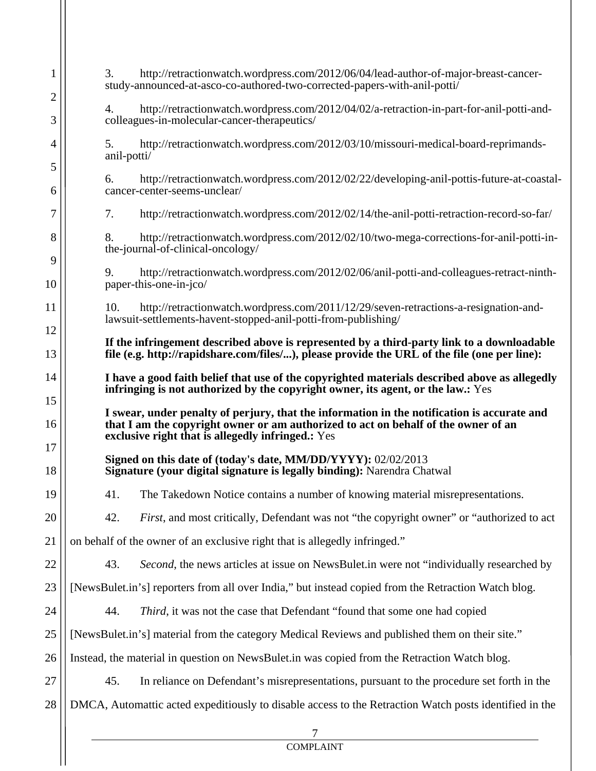3. http://retractionwatch.wordpress.com/2012/06/04/lead-author-of-major-breast-cancer-study-announced-at-asco-co-authored-two-corrected-papers-with-anil-potti/

4. http://retractionwatch.wordpress.com/2012/04/02/a-retraction-in-part-for-anil-potti-and-colleagues-in-molecular-cancer-therapeutics/

5. http://retractionwatch.wordpress.com/2012/03/10/missouri-medical-board-reprimands-anil-potti/

6. http://retractionwatch.wordpress.com/2012/02/22/developing-anil-pottis-future-at-coastal-cancer-center-seems-unclear/

7. http://retractionwatch.wordpress.com/2012/02/14/the-anil-potti-retraction-record-so-far/

8. http://retractionwatch.wordpress.com/2012/02/10/two-mega-corrections-for-anil-potti-in-the-journal-of-clinical-oncology/

9. http://retractionwatch.wordpress.com/2012/02/06/anil-potti-and-colleagues-retract-ninth-paper-this-one-in-jco/

10. http://retractionwatch.wordpress.com/2011/12/29/seven-retractions-a-resignation-and-lawsuit-settlements-havent-stopped-anil-potti-from-publishing/

**If the infringement described above is represented by a third-party link to a downloadable file (e.g. http://rapidshare.com/files/...), please provide the URL of the file (one per line):**

**I have a good faith belief that use of the copyrighted materials described above as allegedly infringing is not authorized by the copyright owner, its agent, or the law.:** Yes

**I swear, under penalty of perjury, that the information in the notification is accurate and that I am the copyright owner or am authorized to act on behalf of the owner of an exclusive right that is allegedly infringed.:** Yes

**Signed on this date of (today's date, MM/DD/YYYY):** 02/02/2013
**Signature (your digital signature is legally binding):** Narendra Chatwal

41. The Takedown Notice contains a number of knowing material misrepresentations.

42. *First*, and most critically, Defendant was not "the copyright owner" or "authorized to act on behalf of the owner of an exclusive right that is allegedly infringed."

43. *Second*, the news articles at issue on NewsBulet.in were not "individually researched by [NewsBulet.in's] reporters from all over India," but instead copied from the Retraction Watch blog.

44. *Third*, it was not the case that Defendant "found that some one had copied [NewsBulet.in's] material from the category Medical Reviews and published them on their site." Instead, the material in question on NewsBulet.in was copied from the Retraction Watch blog.

45. In reliance on Defendant's misrepresentations, pursuant to the procedure set forth in the DMCA, Automattic acted expeditiously to disable access to the Retraction Watch posts identified in the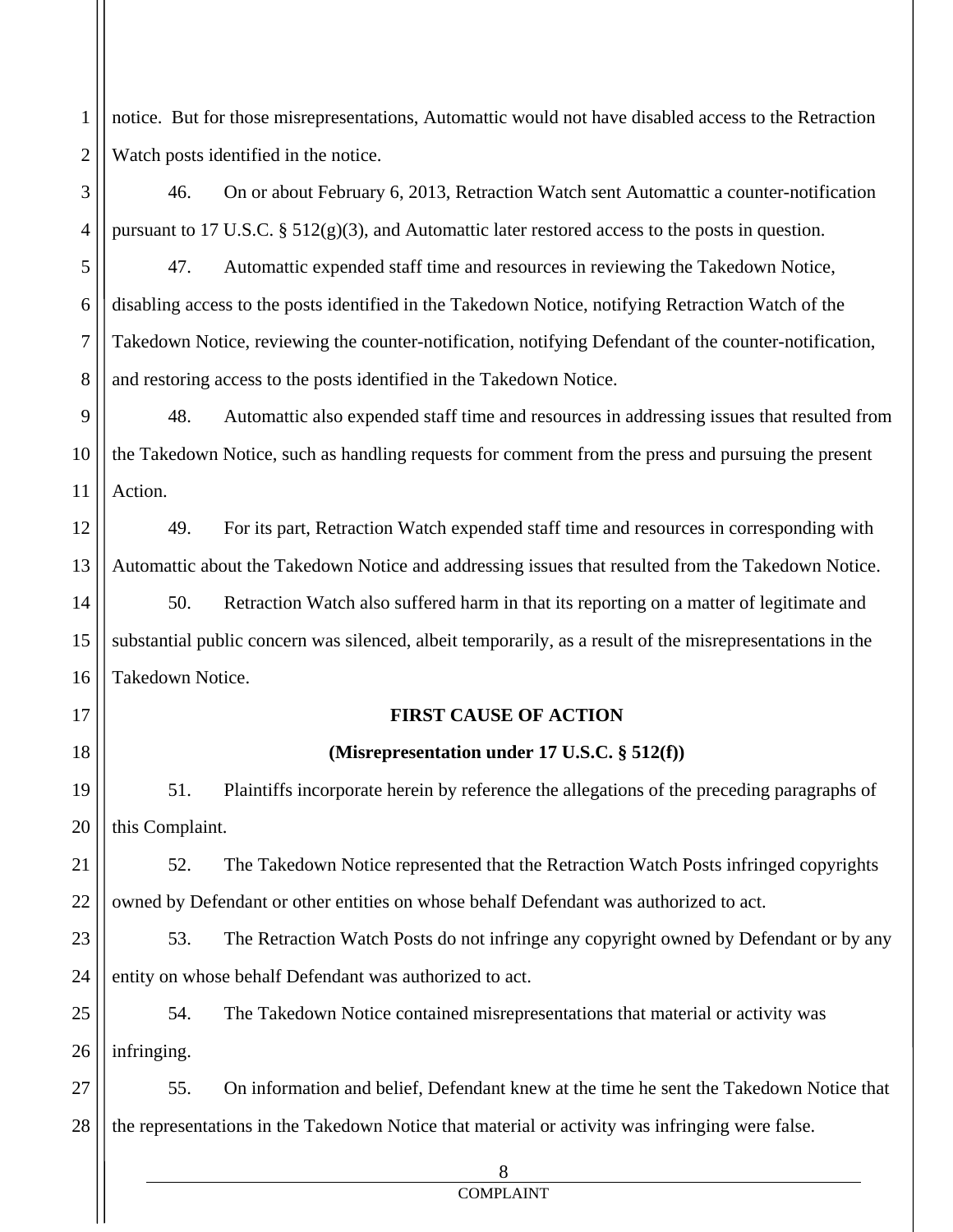notice. But for those misrepresentations, Automattic would not have disabled access to the Retraction Watch posts identified in the notice.

46. On or about February 6, 2013, Retraction Watch sent Automattic a counter-notification pursuant to 17 U.S.C. § 512(g)(3), and Automattic later restored access to the posts in question.

47. Automattic expended staff time and resources in reviewing the Takedown Notice, disabling access to the posts identified in the Takedown Notice, notifying Retraction Watch of the Takedown Notice, reviewing the counter-notification, notifying Defendant of the counter-notification, and restoring access to the posts identified in the Takedown Notice.

48. Automattic also expended staff time and resources in addressing issues that resulted from the Takedown Notice, such as handling requests for comment from the press and pursuing the present Action.

49. For its part, Retraction Watch expended staff time and resources in corresponding with Automattic about the Takedown Notice and addressing issues that resulted from the Takedown Notice.

50. Retraction Watch also suffered harm in that its reporting on a matter of legitimate and substantial public concern was silenced, albeit temporarily, as a result of the misrepresentations in the Takedown Notice.

**FIRST CAUSE OF ACTION**

**(Misrepresentation under 17 U.S.C. § 512(f))**

51. Plaintiffs incorporate herein by reference the allegations of the preceding paragraphs of this Complaint.

52. The Takedown Notice represented that the Retraction Watch Posts infringed copyrights owned by Defendant or other entities on whose behalf Defendant was authorized to act.

53. The Retraction Watch Posts do not infringe any copyright owned by Defendant or by any entity on whose behalf Defendant was authorized to act.

54. The Takedown Notice contained misrepresentations that material or activity was infringing.

55. On information and belief, Defendant knew at the time he sent the Takedown Notice that the representations in the Takedown Notice that material or activity was infringing were false.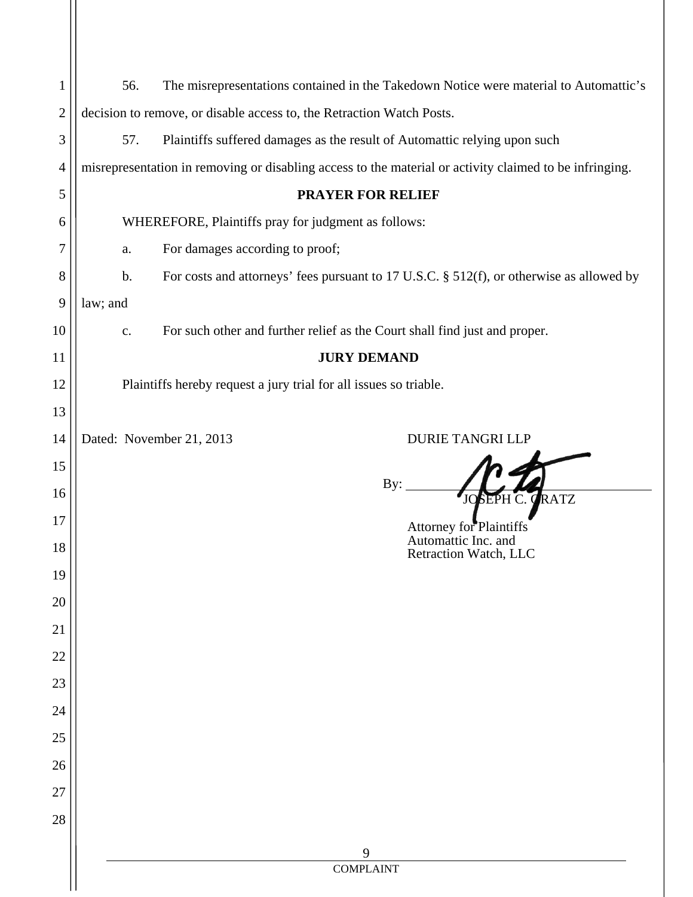56. The misrepresentations contained in the Takedown Notice were material to Automattic's decision to remove, or disable access to, the Retraction Watch Posts.

57. Plaintiffs suffered damages as the result of Automattic relying upon such misrepresentation in removing or disabling access to the material or activity claimed to be infringing.

**PRAYER FOR RELIEF**

WHEREFORE, Plaintiffs pray for judgment as follows:

a. For damages according to proof;

b. For costs and attorneys' fees pursuant to 17 U.S.C. § 512(f), or otherwise as allowed by law; and

c. For such other and further relief as the Court shall find just and proper.

**JURY DEMAND**

Plaintiffs hereby request a jury trial for all issues so triable.

Dated: November 21, 2013

DURIE TANGRI LLP

By: ______________________________
JOSEPH C. GRATZ

Attorney for Plaintiffs
Automattic Inc. and
Retraction Watch, LLC

COMPLAINT